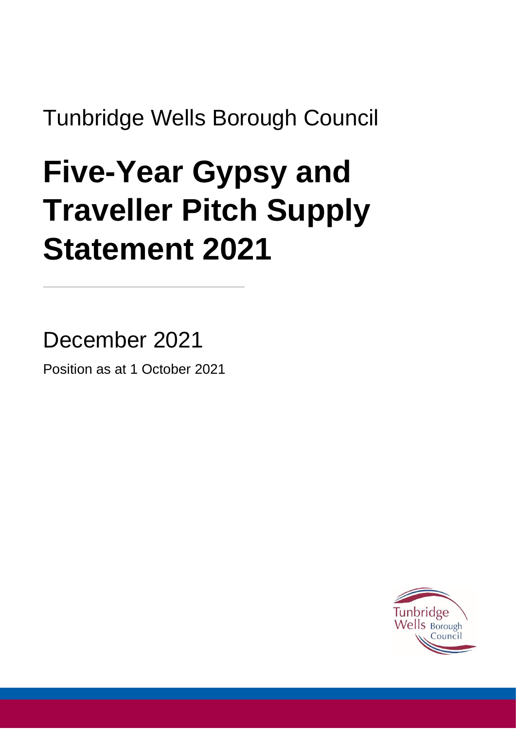Tunbridge Wells Borough Council

# Five-Year Gypsy and Traveller Pitch Supply Statement 2021

December 2021

Position as at 1 October 2021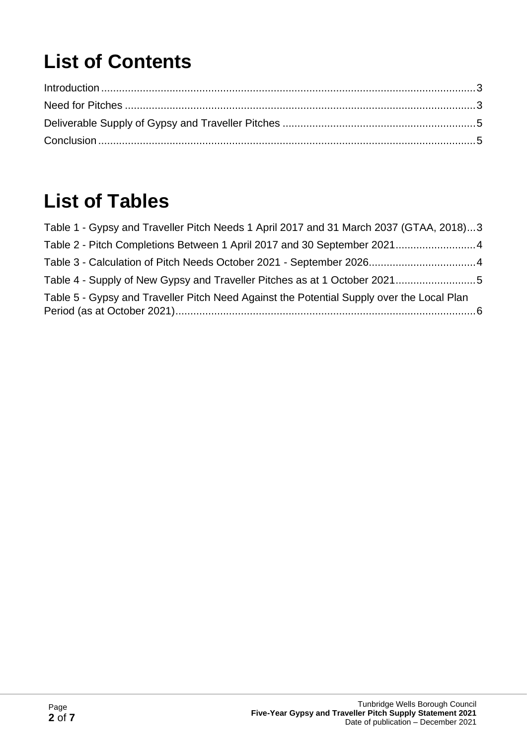# List of Contents

Introduction ........................................................................................................................... 3

Need for Pitches .................................................................................................................... 3

Deliverable Supply of Gypsy and Traveller Pitches ................................................................ 5

Conclusion ............................................................................................................................ 5

# List of Tables

Table 1 - Gypsy and Traveller Pitch Needs 1 April 2017 and 31 March 2037 (GTAA, 2018)...3

Table 2 - Pitch Completions Between 1 April 2017 and 30 September 2021...........................4

Table 3 - Calculation of Pitch Needs October 2021 - September 2026...................................4

Table 4 - Supply of New Gypsy and Traveller Pitches as at 1 October 2021...........................5

Table 5 - Gypsy and Traveller Pitch Need Against the Potential Supply over the Local Plan Period (as at October 2021)....................................................................................................6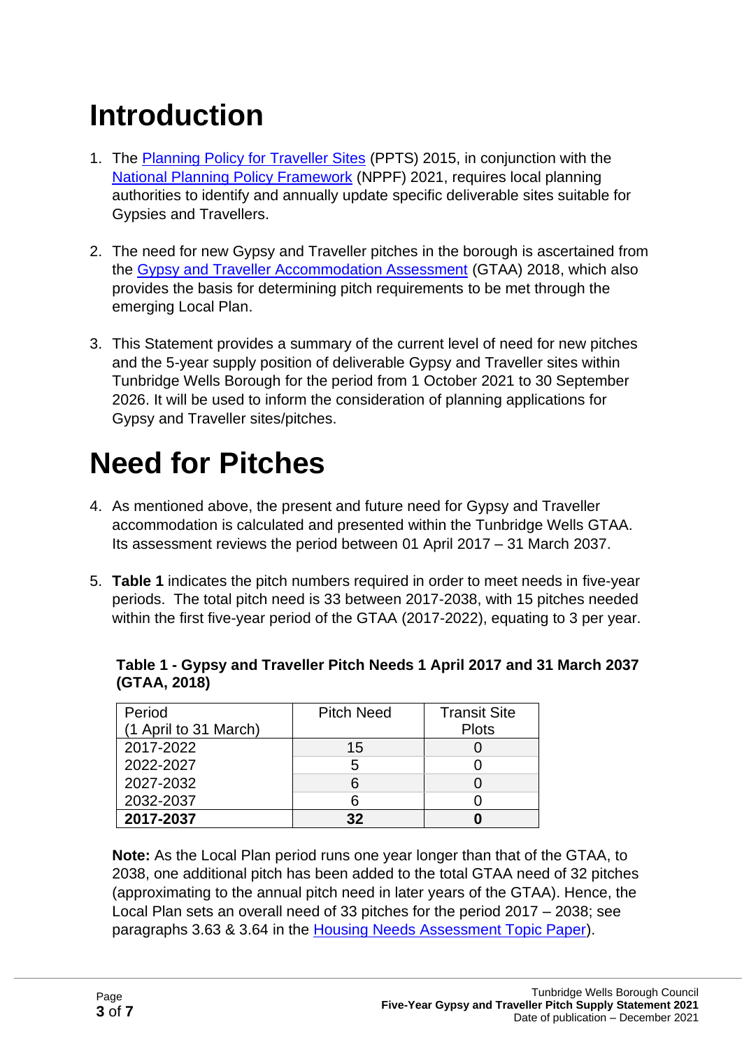# Introduction

1. The Planning Policy for Traveller Sites (PPTS) 2015, in conjunction with the National Planning Policy Framework (NPPF) 2021, requires local planning authorities to identify and annually update specific deliverable sites suitable for Gypsies and Travellers.

2. The need for new Gypsy and Traveller pitches in the borough is ascertained from the Gypsy and Traveller Accommodation Assessment (GTAA) 2018, which also provides the basis for determining pitch requirements to be met through the emerging Local Plan.

3. This Statement provides a summary of the current level of need for new pitches and the 5-year supply position of deliverable Gypsy and Traveller sites within Tunbridge Wells Borough for the period from 1 October 2021 to 30 September 2026. It will be used to inform the consideration of planning applications for Gypsy and Traveller sites/pitches.

# Need for Pitches

4. As mentioned above, the present and future need for Gypsy and Traveller accommodation is calculated and presented within the Tunbridge Wells GTAA. Its assessment reviews the period between 01 April 2017 – 31 March 2037.

5. **Table 1** indicates the pitch numbers required in order to meet needs in five-year periods. The total pitch need is 33 between 2017-2038, with 15 pitches needed within the first five-year period of the GTAA (2017-2022), equating to 3 per year.

**Table 1 - Gypsy and Traveller Pitch Needs 1 April 2017 and 31 March 2037 (GTAA, 2018)**

| Period (1 April to 31 March) | Pitch Need | Transit Site Plots |
|---|---|---|
| 2017-2022 | 15 | 0 |
| 2022-2027 | 5 | 0 |
| 2027-2032 | 6 | 0 |
| 2032-2037 | 6 | 0 |
| **2017-2037** | **32** | **0** |

**Note:** As the Local Plan period runs one year longer than that of the GTAA, to 2038, one additional pitch has been added to the total GTAA need of 32 pitches (approximating to the annual pitch need in later years of the GTAA). Hence, the Local Plan sets an overall need of 33 pitches for the period 2017 – 2038; see paragraphs 3.63 & 3.64 in the Housing Needs Assessment Topic Paper).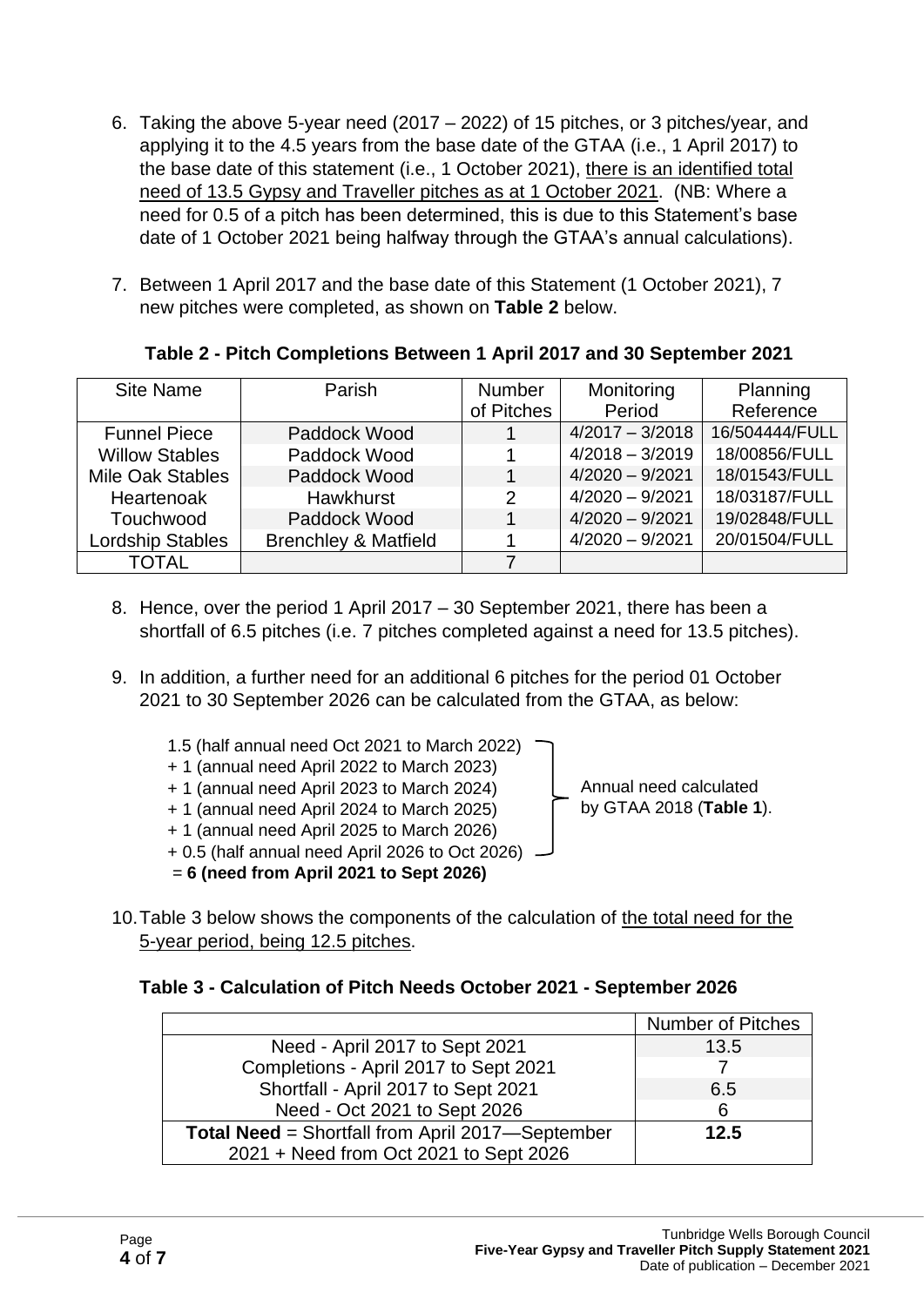6. Taking the above 5-year need (2017 – 2022) of 15 pitches, or 3 pitches/year, and applying it to the 4.5 years from the base date of the GTAA (i.e., 1 April 2017) to the base date of this statement (i.e., 1 October 2021), there is an identified total need of 13.5 Gypsy and Traveller pitches as at 1 October 2021. (NB: Where a need for 0.5 of a pitch has been determined, this is due to this Statement's base date of 1 October 2021 being halfway through the GTAA's annual calculations).

7. Between 1 April 2017 and the base date of this Statement (1 October 2021), 7 new pitches were completed, as shown on **Table 2** below.

**Table 2 - Pitch Completions Between 1 April 2017 and 30 September 2021**

| Site Name | Parish | Number of Pitches | Monitoring Period | Planning Reference |
|---|---|---|---|---|
| Funnel Piece | Paddock Wood | 1 | 4/2017 – 3/2018 | 16/504444/FULL |
| Willow Stables | Paddock Wood | 1 | 4/2018 – 3/2019 | 18/00856/FULL |
| Mile Oak Stables | Paddock Wood | 1 | 4/2020 – 9/2021 | 18/01543/FULL |
| Heartenoak | Hawkhurst | 2 | 4/2020 – 9/2021 | 18/03187/FULL |
| Touchwood | Paddock Wood | 1 | 4/2020 – 9/2021 | 19/02848/FULL |
| Lordship Stables | Brenchley & Matfield | 1 | 4/2020 – 9/2021 | 20/01504/FULL |
| TOTAL | | 7 | | |

8. Hence, over the period 1 April 2017 – 30 September 2021, there has been a shortfall of 6.5 pitches (i.e. 7 pitches completed against a need for 13.5 pitches).

9. In addition, a further need for an additional 6 pitches for the period 01 October 2021 to 30 September 2026 can be calculated from the GTAA, as below:

   1.5 (half annual need Oct 2021 to March 2022)
   + 1 (annual need April 2022 to March 2023)
   + 1 (annual need April 2023 to March 2024)
   + 1 (annual need April 2024 to March 2025)
   + 1 (annual need April 2025 to March 2026)
   + 0.5 (half annual need April 2026 to Oct 2026)
   = **6 (need from April 2021 to Sept 2026)**

   Annual need calculated by GTAA 2018 (**Table 1**).

10. Table 3 below shows the components of the calculation of the total need for the 5-year period, being 12.5 pitches.

**Table 3 - Calculation of Pitch Needs October 2021 - September 2026**

| | Number of Pitches |
|---|---|
| Need - April 2017 to Sept 2021 | 13.5 |
| Completions - April 2017 to Sept 2021 | 7 |
| Shortfall - April 2017 to Sept 2021 | 6.5 |
| Need - Oct 2021 to Sept 2026 | 6 |
| **Total Need** = Shortfall from April 2017—September 2021 + Need from Oct 2021 to Sept 2026 | **12.5** |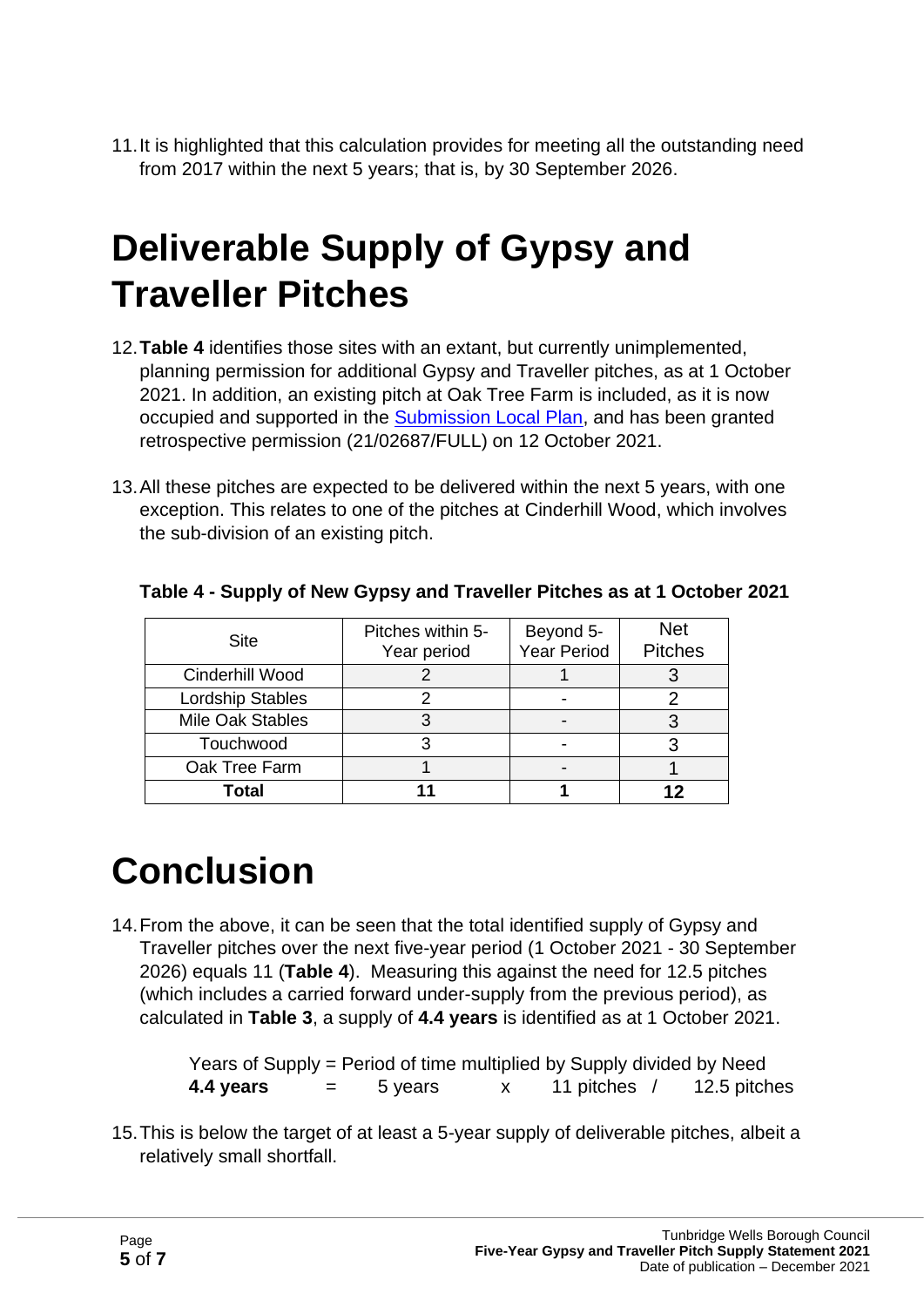11. It is highlighted that this calculation provides for meeting all the outstanding need from 2017 within the next 5 years; that is, by 30 September 2026.

# Deliverable Supply of Gypsy and Traveller Pitches

12. **Table 4** identifies those sites with an extant, but currently unimplemented, planning permission for additional Gypsy and Traveller pitches, as at 1 October 2021. In addition, an existing pitch at Oak Tree Farm is included, as it is now occupied and supported in the [Submission Local Plan](), and has been granted retrospective permission (21/02687/FULL) on 12 October 2021.

13. All these pitches are expected to be delivered within the next 5 years, with one exception. This relates to one of the pitches at Cinderhill Wood, which involves the sub-division of an existing pitch.

**Table 4 - Supply of New Gypsy and Traveller Pitches as at 1 October 2021**

| Site | Pitches within 5-Year period | Beyond 5-Year Period | Net Pitches |
|---|---|---|---|
| Cinderhill Wood | 2 | 1 | 3 |
| Lordship Stables | 2 | - | 2 |
| Mile Oak Stables | 3 | - | 3 |
| Touchwood | 3 | - | 3 |
| Oak Tree Farm | 1 | - | 1 |
| **Total** | **11** | **1** | **12** |

# Conclusion

14. From the above, it can be seen that the total identified supply of Gypsy and Traveller pitches over the next five-year period (1 October 2021 - 30 September 2026) equals 11 (**Table 4**). Measuring this against the need for 12.5 pitches (which includes a carried forward under-supply from the previous period), as calculated in **Table 3**, a supply of **4.4 years** is identified as at 1 October 2021.

    Years of Supply = Period of time multiplied by Supply divided by Need
    **4.4 years** = 5 years x 11 pitches / 12.5 pitches

15. This is below the target of at least a 5-year supply of deliverable pitches, albeit a relatively small shortfall.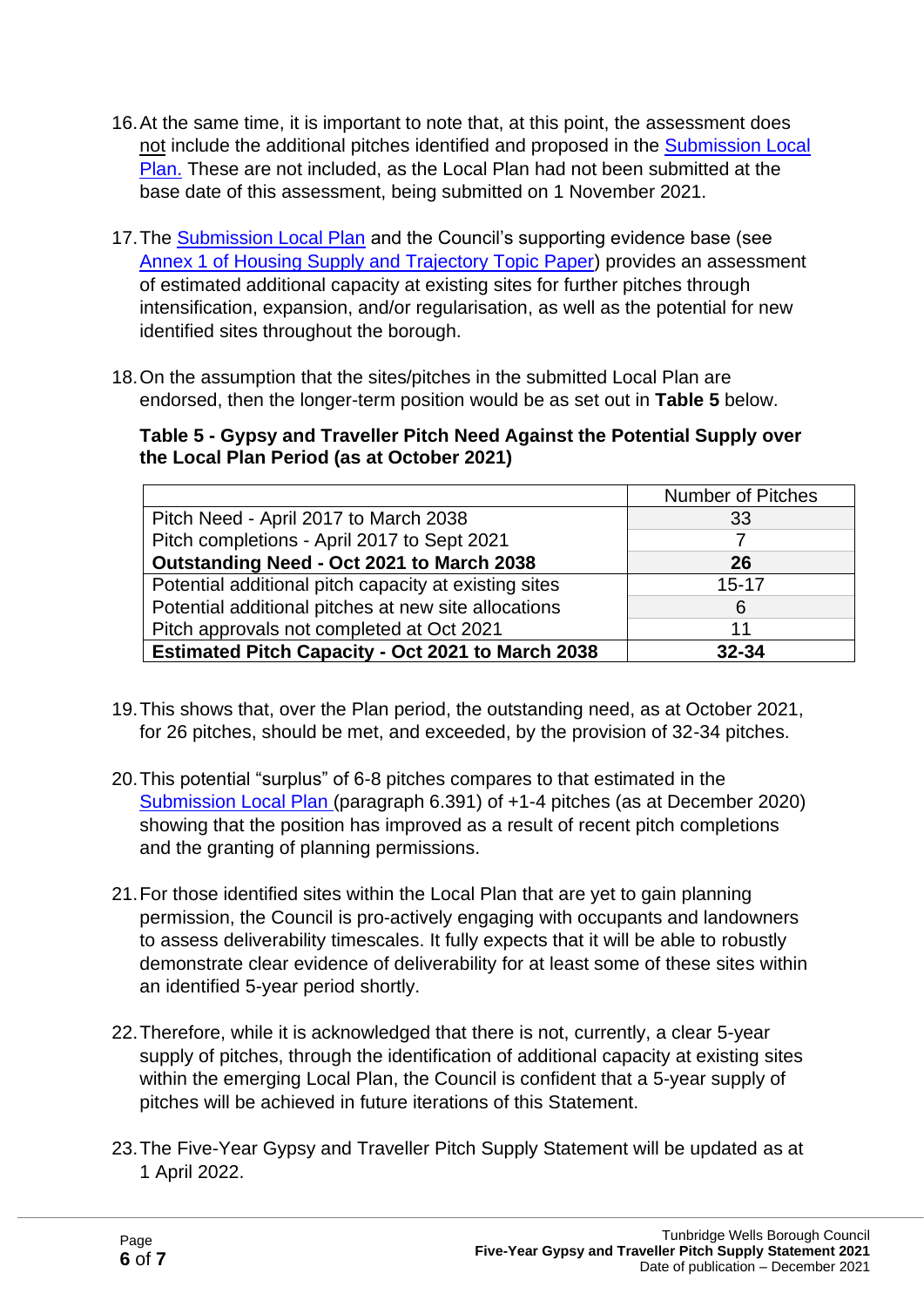16. At the same time, it is important to note that, at this point, the assessment does not include the additional pitches identified and proposed in the Submission Local Plan. These are not included, as the Local Plan had not been submitted at the base date of this assessment, being submitted on 1 November 2021.

17. The Submission Local Plan and the Council's supporting evidence base (see Annex 1 of Housing Supply and Trajectory Topic Paper) provides an assessment of estimated additional capacity at existing sites for further pitches through intensification, expansion, and/or regularisation, as well as the potential for new identified sites throughout the borough.

18. On the assumption that the sites/pitches in the submitted Local Plan are endorsed, then the longer-term position would be as set out in **Table 5** below.

**Table 5 - Gypsy and Traveller Pitch Need Against the Potential Supply over the Local Plan Period (as at October 2021)**

| | Number of Pitches |
|---|---|
| Pitch Need - April 2017 to March 2038 | 33 |
| Pitch completions - April 2017 to Sept 2021 | 7 |
| **Outstanding Need - Oct 2021 to March 2038** | **26** |
| Potential additional pitch capacity at existing sites | 15-17 |
| Potential additional pitches at new site allocations | 6 |
| Pitch approvals not completed at Oct 2021 | 11 |
| **Estimated Pitch Capacity - Oct 2021 to March 2038** | **32-34** |

19. This shows that, over the Plan period, the outstanding need, as at October 2021, for 26 pitches, should be met, and exceeded, by the provision of 32-34 pitches.

20. This potential "surplus" of 6-8 pitches compares to that estimated in the Submission Local Plan (paragraph 6.391) of +1-4 pitches (as at December 2020) showing that the position has improved as a result of recent pitch completions and the granting of planning permissions.

21. For those identified sites within the Local Plan that are yet to gain planning permission, the Council is pro-actively engaging with occupants and landowners to assess deliverability timescales. It fully expects that it will be able to robustly demonstrate clear evidence of deliverability for at least some of these sites within an identified 5-year period shortly.

22. Therefore, while it is acknowledged that there is not, currently, a clear 5-year supply of pitches, through the identification of additional capacity at existing sites within the emerging Local Plan, the Council is confident that a 5-year supply of pitches will be achieved in future iterations of this Statement.

23. The Five-Year Gypsy and Traveller Pitch Supply Statement will be updated as at 1 April 2022.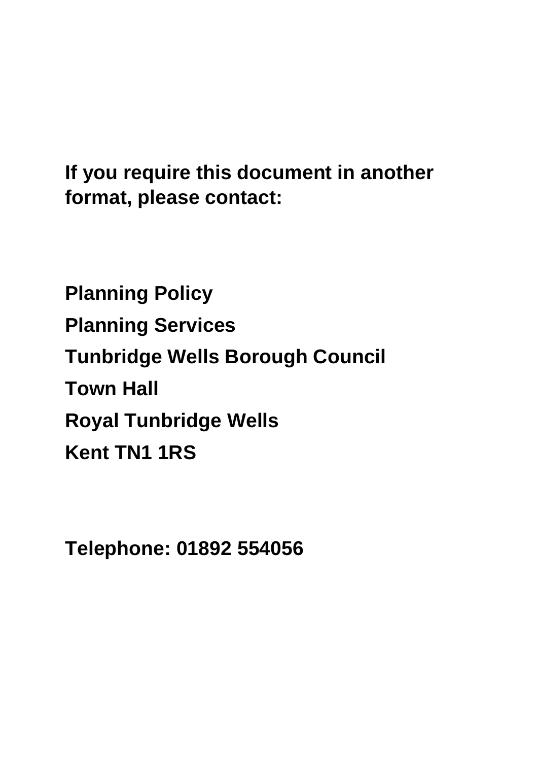**If you require this document in another format, please contact:**

**Planning Policy**

**Planning Services**

**Tunbridge Wells Borough Council**

**Town Hall**

**Royal Tunbridge Wells**

**Kent TN1 1RS**

**Telephone: 01892 554056**